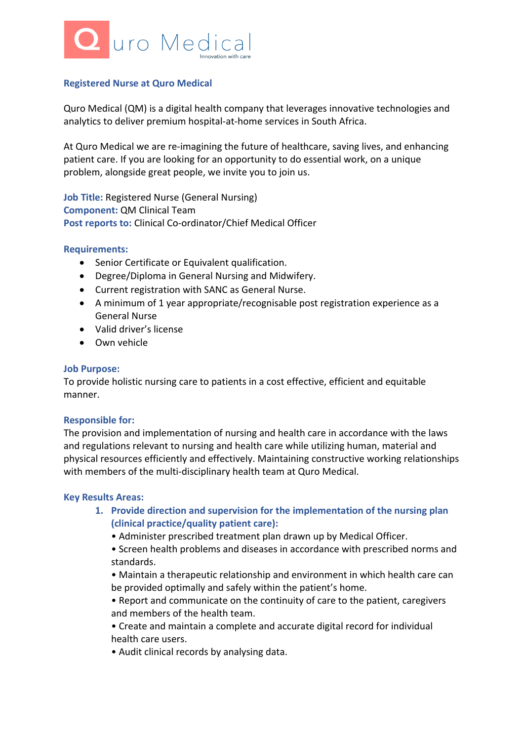Quro Medical
Innovation with care

## Registered Nurse at Quro Medical

Quro Medical (QM) is a digital health company that leverages innovative technologies and analytics to deliver premium hospital-at-home services in South Africa.

At Quro Medical we are re-imagining the future of healthcare, saving lives, and enhancing patient care. If you are looking for an opportunity to do essential work, on a unique problem, alongside great people, we invite you to join us.

**Job Title:** Registered Nurse (General Nursing)
**Component:** QM Clinical Team
**Post reports to:** Clinical Co-ordinator/Chief Medical Officer

### Requirements:

- Senior Certificate or Equivalent qualification.
- Degree/Diploma in General Nursing and Midwifery.
- Current registration with SANC as General Nurse.
- A minimum of 1 year appropriate/recognisable post registration experience as a General Nurse
- Valid driver's license
- Own vehicle

### Job Purpose:

To provide holistic nursing care to patients in a cost effective, efficient and equitable manner.

### Responsible for:

The provision and implementation of nursing and health care in accordance with the laws and regulations relevant to nursing and health care while utilizing human, material and physical resources efficiently and effectively. Maintaining constructive working relationships with members of the multi-disciplinary health team at Quro Medical.

### Key Results Areas:

1. **Provide direction and supervision for the implementation of the nursing plan (clinical practice/quality patient care):**
   - Administer prescribed treatment plan drawn up by Medical Officer.
   - Screen health problems and diseases in accordance with prescribed norms and standards.
   - Maintain a therapeutic relationship and environment in which health care can be provided optimally and safely within the patient's home.
   - Report and communicate on the continuity of care to the patient, caregivers and members of the health team.
   - Create and maintain a complete and accurate digital record for individual health care users.
   - Audit clinical records by analysing data.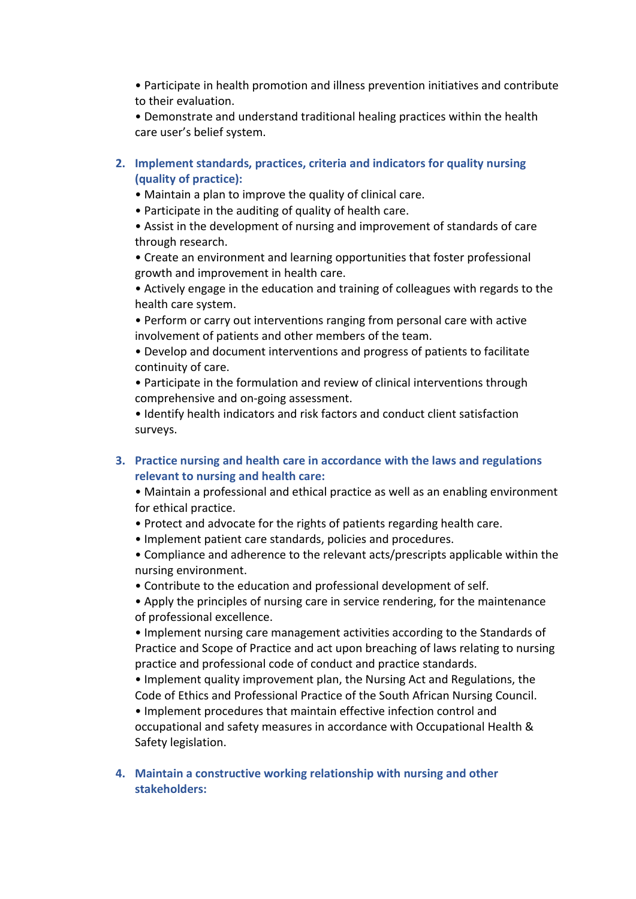• Participate in health promotion and illness prevention initiatives and contribute to their evaluation.
• Demonstrate and understand traditional healing practices within the health care user's belief system.

2. **Implement standards, practices, criteria and indicators for quality nursing (quality of practice):**
   • Maintain a plan to improve the quality of clinical care.
   • Participate in the auditing of quality of health care.
   • Assist in the development of nursing and improvement of standards of care through research.
   • Create an environment and learning opportunities that foster professional growth and improvement in health care.
   • Actively engage in the education and training of colleagues with regards to the health care system.
   • Perform or carry out interventions ranging from personal care with active involvement of patients and other members of the team.
   • Develop and document interventions and progress of patients to facilitate continuity of care.
   • Participate in the formulation and review of clinical interventions through comprehensive and on-going assessment.
   • Identify health indicators and risk factors and conduct client satisfaction surveys.

3. **Practice nursing and health care in accordance with the laws and regulations relevant to nursing and health care:**
   • Maintain a professional and ethical practice as well as an enabling environment for ethical practice.
   • Protect and advocate for the rights of patients regarding health care.
   • Implement patient care standards, policies and procedures.
   • Compliance and adherence to the relevant acts/prescripts applicable within the nursing environment.
   • Contribute to the education and professional development of self.
   • Apply the principles of nursing care in service rendering, for the maintenance of professional excellence.
   • Implement nursing care management activities according to the Standards of Practice and Scope of Practice and act upon breaching of laws relating to nursing practice and professional code of conduct and practice standards.
   • Implement quality improvement plan, the Nursing Act and Regulations, the Code of Ethics and Professional Practice of the South African Nursing Council.
   • Implement procedures that maintain effective infection control and occupational and safety measures in accordance with Occupational Health & Safety legislation.

4. **Maintain a constructive working relationship with nursing and other stakeholders:**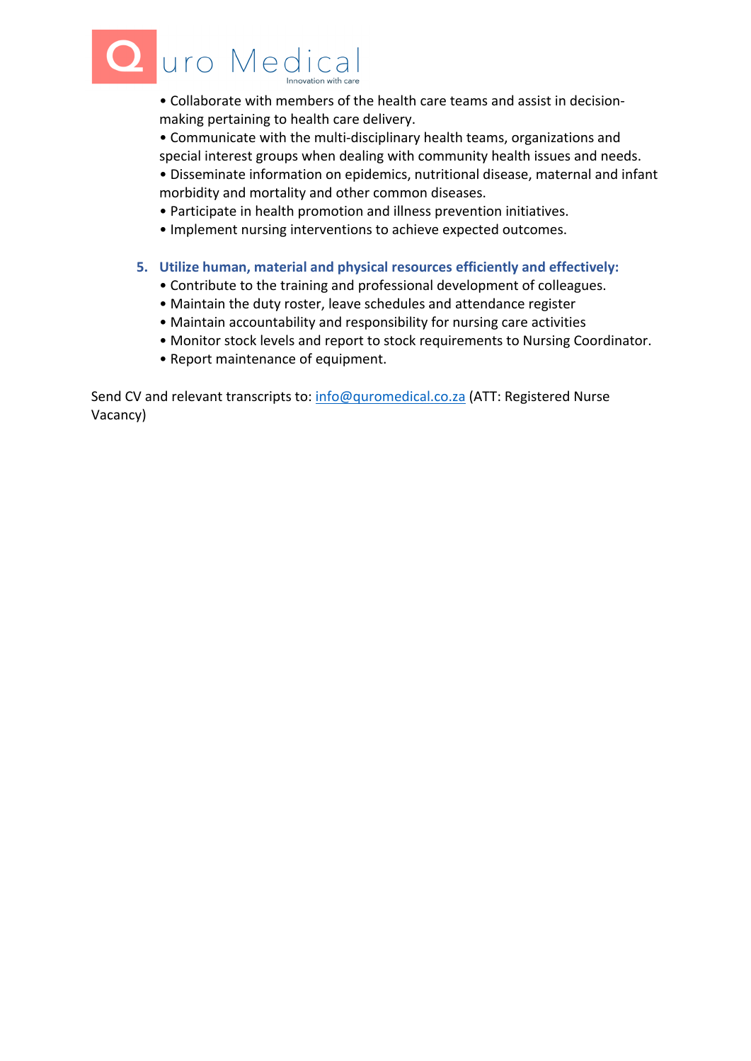- Collaborate with members of the health care teams and assist in decision-making pertaining to health care delivery.
- Communicate with the multi-disciplinary health teams, organizations and special interest groups when dealing with community health issues and needs.
- Disseminate information on epidemics, nutritional disease, maternal and infant morbidity and mortality and other common diseases.
- Participate in health promotion and illness prevention initiatives.
- Implement nursing interventions to achieve expected outcomes.

5. **Utilize human, material and physical resources efficiently and effectively:**
   - Contribute to the training and professional development of colleagues.
   - Maintain the duty roster, leave schedules and attendance register
   - Maintain accountability and responsibility for nursing care activities
   - Monitor stock levels and report to stock requirements to Nursing Coordinator.
   - Report maintenance of equipment.

Send CV and relevant transcripts to: info@quromedical.co.za (ATT: Registered Nurse Vacancy)